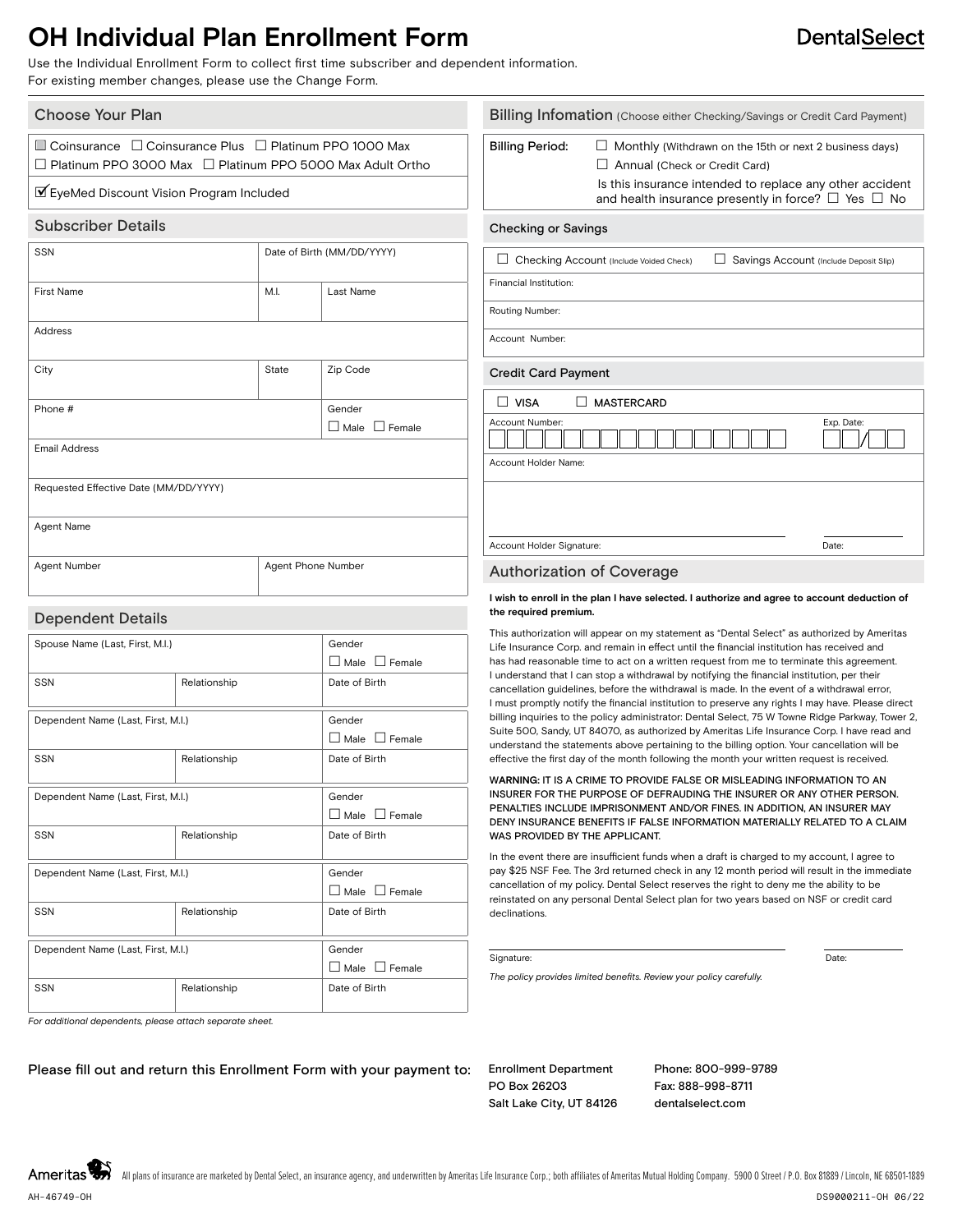# OH Individual Plan Enrollment Form

DentalSelect

Use the Individual Enrollment Form to collect first time subscriber and dependent information.
For existing member changes, please use the Change Form.

## Choose Your Plan

☐ Coinsurance ☐ Coinsurance Plus ☐ Platinum PPO 1000 Max
☐ Platinum PPO 3000 Max ☐ Platinum PPO 5000 Max Adult Ortho

☑ EyeMed Discount Vision Program Included

## Subscriber Details

| SSN | | Date of Birth (MM/DD/YYYY) |
|---|---|---|
| First Name | M.I. | Last Name |
| Address | | |
| City | State | Zip Code |
| Phone # | | Gender ☐ Male ☐ Female |
| Email Address | | |
| Requested Effective Date (MM/DD/YYYY) | | |
| Agent Name | | |
| Agent Number | Agent Phone Number | |

## Dependent Details

| Spouse Name (Last, First, M.I.) | | Gender ☐ Male ☐ Female |
|---|---|---|
| SSN | Relationship | Date of Birth |

| Dependent Name (Last, First, M.I.) | | Gender ☐ Male ☐ Female |
|---|---|---|
| SSN | Relationship | Date of Birth |

| Dependent Name (Last, First, M.I.) | | Gender ☐ Male ☐ Female |
|---|---|---|
| SSN | Relationship | Date of Birth |

| Dependent Name (Last, First, M.I.) | | Gender ☐ Male ☐ Female |
|---|---|---|
| SSN | Relationship | Date of Birth |

| Dependent Name (Last, First, M.I.) | | Gender ☐ Male ☐ Female |
|---|---|---|
| SSN | Relationship | Date of Birth |

*For additional dependents, please attach separate sheet.*

## Billing Infomation (Choose either Checking/Savings or Credit Card Payment)

Billing Period: ☐ Monthly (Withdrawn on the 15th or next 2 business days)
☐ Annual (Check or Credit Card)

Is this insurance intended to replace any other accident and health insurance presently in force? ☐ Yes ☐ No

### Checking or Savings

☐ Checking Account (Include Voided Check) ☐ Savings Account (Include Deposit Slip)

Financial Institution:

Routing Number:

Account Number:

### Credit Card Payment

☐ VISA ☐ MASTERCARD

Account Number: Exp. Date: /

Account Holder Name:

Account Holder Signature: Date:

## Authorization of Coverage

**I wish to enroll in the plan I have selected. I authorize and agree to account deduction of the required premium.**

This authorization will appear on my statement as "Dental Select" as authorized by Ameritas Life Insurance Corp. and remain in effect until the financial institution has received and has had reasonable time to act on a written request from me to terminate this agreement. I understand that I can stop a withdrawal by notifying the financial institution, per their cancellation guidelines, before the withdrawal is made. In the event of a withdrawal error, I must promptly notify the financial institution to preserve any rights I may have. Please direct billing inquiries to the policy administrator: Dental Select, 75 W Towne Ridge Parkway, Tower 2, Suite 500, Sandy, UT 84070, as authorized by Ameritas Life Insurance Corp. I have read and understand the statements above pertaining to the billing option. Your cancellation will be effective the first day of the month following the month your written request is received.

WARNING: IT IS A CRIME TO PROVIDE FALSE OR MISLEADING INFORMATION TO AN INSURER FOR THE PURPOSE OF DEFRAUDING THE INSURER OR ANY OTHER PERSON. PENALTIES INCLUDE IMPRISONMENT AND/OR FINES. IN ADDITION, AN INSURER MAY DENY INSURANCE BENEFITS IF FALSE INFORMATION MATERIALLY RELATED TO A CLAIM WAS PROVIDED BY THE APPLICANT.

In the event there are insufficient funds when a draft is charged to my account, I agree to pay $25 NSF Fee. The 3rd returned check in any 12 month period will result in the immediate cancellation of my policy. Dental Select reserves the right to deny me the ability to be reinstated on any personal Dental Select plan for two years based on NSF or credit card declinations.

Signature: Date:

*The policy provides limited benefits. Review your policy carefully.*

Please fill out and return this Enrollment Form with your payment to:

Enrollment Department
PO Box 26203
Salt Lake City, UT 84126

Phone: 800-999-9789
Fax: 888-998-8711
dentalselect.com

Ameritas — All plans of insurance are marketed by Dental Select, an insurance agency, and underwritten by Ameritas Life Insurance Corp.; both affiliates of Ameritas Mutual Holding Company. 5900 O Street / P.O. Box 81889 / Lincoln, NE 68501-1889

AH-46749-OH DS9000211-OH 06/22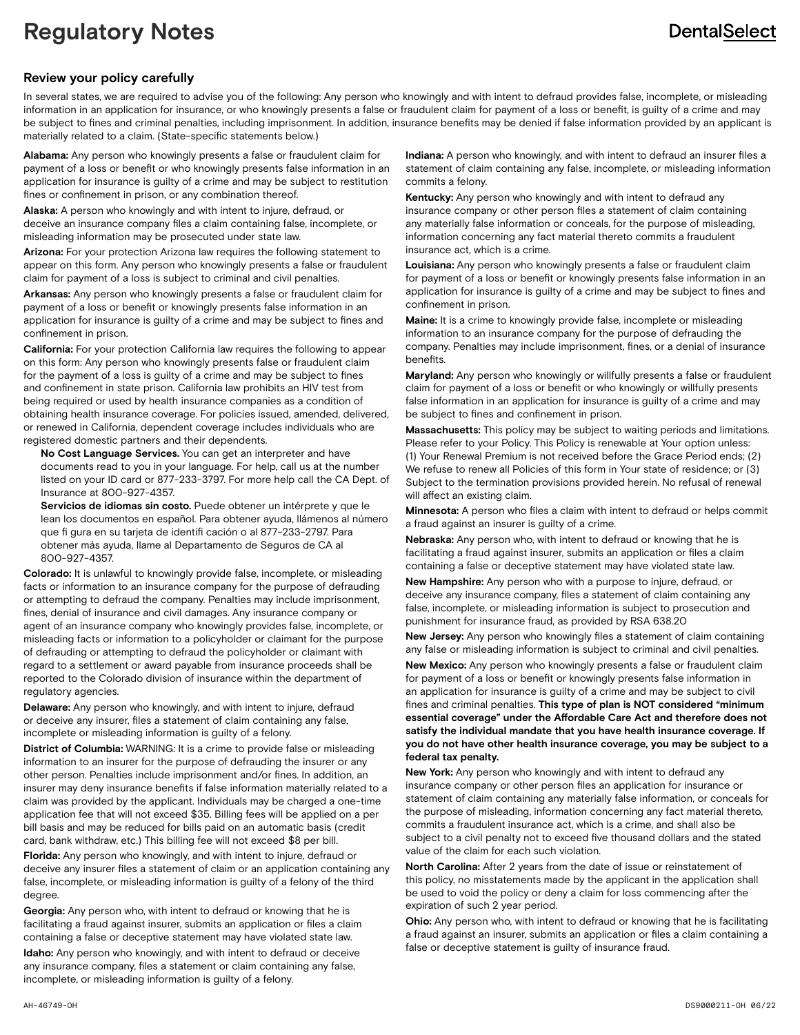# Regulatory Notes

## Review your policy carefully

In several states, we are required to advise you of the following: Any person who knowingly and with intent to defraud provides false, incomplete, or misleading information in an application for insurance, or who knowingly presents a false or fraudulent claim for payment of a loss or benefit, is guilty of a crime and may be subject to fines and criminal penalties, including imprisonment. In addition, insurance benefits may be denied if false information provided by an applicant is materially related to a claim. (State-specific statements below.)

**Alabama:** Any person who knowingly presents a false or fraudulent claim for payment of a loss or benefit or who knowingly presents false information in an application for insurance is guilty of a crime and may be subject to restitution fines or confinement in prison, or any combination thereof.

**Alaska:** A person who knowingly and with intent to injure, defraud, or deceive an insurance company files a claim containing false, incomplete, or misleading information may be prosecuted under state law.

**Arizona:** For your protection Arizona law requires the following statement to appear on this form. Any person who knowingly presents a false or fraudulent claim for payment of a loss is subject to criminal and civil penalties.

**Arkansas:** Any person who knowingly presents a false or fraudulent claim for payment of a loss or benefit or knowingly presents false information in an application for insurance is guilty of a crime and may be subject to fines and confinement in prison.

**California:** For your protection California law requires the following to appear on this form: Any person who knowingly presents false or fraudulent claim for the payment of a loss is guilty of a crime and may be subject to fines and confinement in state prison. California law prohibits an HIV test from being required or used by health insurance companies as a condition of obtaining health insurance coverage. For policies issued, amended, delivered, or renewed in California, dependent coverage includes individuals who are registered domestic partners and their dependents.

**No Cost Language Services.** You can get an interpreter and have documents read to you in your language. For help, call us at the number listed on your ID card or 877-233-3797. For more help call the CA Dept. of Insurance at 800-927-4357.

**Servicios de idiomas sin costo.** Puede obtener un intérprete y que le lean los documentos en español. Para obtener ayuda, llámenos al número que fi gura en su tarjeta de identifi cación o al 877-233-2797. Para obtener más ayuda, llame al Departamento de Seguros de CA al 800-927-4357.

**Colorado:** It is unlawful to knowingly provide false, incomplete, or misleading facts or information to an insurance company for the purpose of defrauding or attempting to defraud the company. Penalties may include imprisonment, fines, denial of insurance and civil damages. Any insurance company or agent of an insurance company who knowingly provides false, incomplete, or misleading facts or information to a policyholder or claimant for the purpose of defrauding or attempting to defraud the policyholder or claimant with regard to a settlement or award payable from insurance proceeds shall be reported to the Colorado division of insurance within the department of regulatory agencies.

**Delaware:** Any person who knowingly, and with intent to injure, defraud or deceive any insurer, files a statement of claim containing any false, incomplete or misleading information is guilty of a felony.

**District of Columbia:** WARNING: It is a crime to provide false or misleading information to an insurer for the purpose of defrauding the insurer or any other person. Penalties include imprisonment and/or fines. In addition, an insurer may deny insurance benefits if false information materially related to a claim was provided by the applicant. Individuals may be charged a one-time application fee that will not exceed $35. Billing fees will be applied on a per bill basis and may be reduced for bills paid on an automatic basis (credit card, bank withdraw, etc.) This billing fee will not exceed $8 per bill.

**Florida:** Any person who knowingly, and with intent to injure, defraud or deceive any insurer files a statement of claim or an application containing any false, incomplete, or misleading information is guilty of a felony of the third degree.

**Georgia:** Any person who, with intent to defraud or knowing that he is facilitating a fraud against insurer, submits an application or files a claim containing a false or deceptive statement may have violated state law.

**Idaho:** Any person who knowingly, and with intent to defraud or deceive any insurance company, files a statement or claim containing any false, incomplete, or misleading information is guilty of a felony.

**Indiana:** A person who knowingly, and with intent to defraud an insurer files a statement of claim containing any false, incomplete, or misleading information commits a felony.

**Kentucky:** Any person who knowingly and with intent to defraud any insurance company or other person files a statement of claim containing any materially false information or conceals, for the purpose of misleading, information concerning any fact material thereto commits a fraudulent insurance act, which is a crime.

**Louisiana:** Any person who knowingly presents a false or fraudulent claim for payment of a loss or benefit or knowingly presents false information in an application for insurance is guilty of a crime and may be subject to fines and confinement in prison.

**Maine:** It is a crime to knowingly provide false, incomplete or misleading information to an insurance company for the purpose of defrauding the company. Penalties may include imprisonment, fines, or a denial of insurance benefits.

**Maryland:** Any person who knowingly or willfully presents a false or fraudulent claim for payment of a loss or benefit or who knowingly or willfully presents false information in an application for insurance is guilty of a crime and may be subject to fines and confinement in prison.

**Massachusetts:** This policy may be subject to waiting periods and limitations. Please refer to your Policy. This Policy is renewable at Your option unless: (1) Your Renewal Premium is not received before the Grace Period ends; (2) We refuse to renew all Policies of this form in Your state of residence; or (3) Subject to the termination provisions provided herein. No refusal of renewal will affect an existing claim.

**Minnesota:** A person who files a claim with intent to defraud or helps commit a fraud against an insurer is guilty of a crime.

**Nebraska:** Any person who, with intent to defraud or knowing that he is facilitating a fraud against insurer, submits an application or files a claim containing a false or deceptive statement may have violated state law.

**New Hampshire:** Any person who with a purpose to injure, defraud, or deceive any insurance company, files a statement of claim containing any false, incomplete, or misleading information is subject to prosecution and punishment for insurance fraud, as provided by RSA 638.20

**New Jersey:** Any person who knowingly files a statement of claim containing any false or misleading information is subject to criminal and civil penalties.

**New Mexico:** Any person who knowingly presents a false or fraudulent claim for payment of a loss or benefit or knowingly presents false information in an application for insurance is guilty of a crime and may be subject to civil fines and criminal penalties. **This type of plan is NOT considered "minimum essential coverage" under the Affordable Care Act and therefore does not satisfy the individual mandate that you have health insurance coverage. If you do not have other health insurance coverage, you may be subject to a federal tax penalty.**

**New York:** Any person who knowingly and with intent to defraud any insurance company or other person files an application for insurance or statement of claim containing any materially false information, or conceals for the purpose of misleading, information concerning any fact material thereto, commits a fraudulent insurance act, which is a crime, and shall also be subject to a civil penalty not to exceed five thousand dollars and the stated value of the claim for each such violation.

**North Carolina:** After 2 years from the date of issue or reinstatement of this policy, no misstatements made by the applicant in the application shall be used to void the policy or deny a claim for loss commencing after the expiration of such 2 year period.

**Ohio:** Any person who, with intent to defraud or knowing that he is facilitating a fraud against an insurer, submits an application or files a claim containing a false or deceptive statement is guilty of insurance fraud.

AH-46749-OH

DS9000211-OH 06/22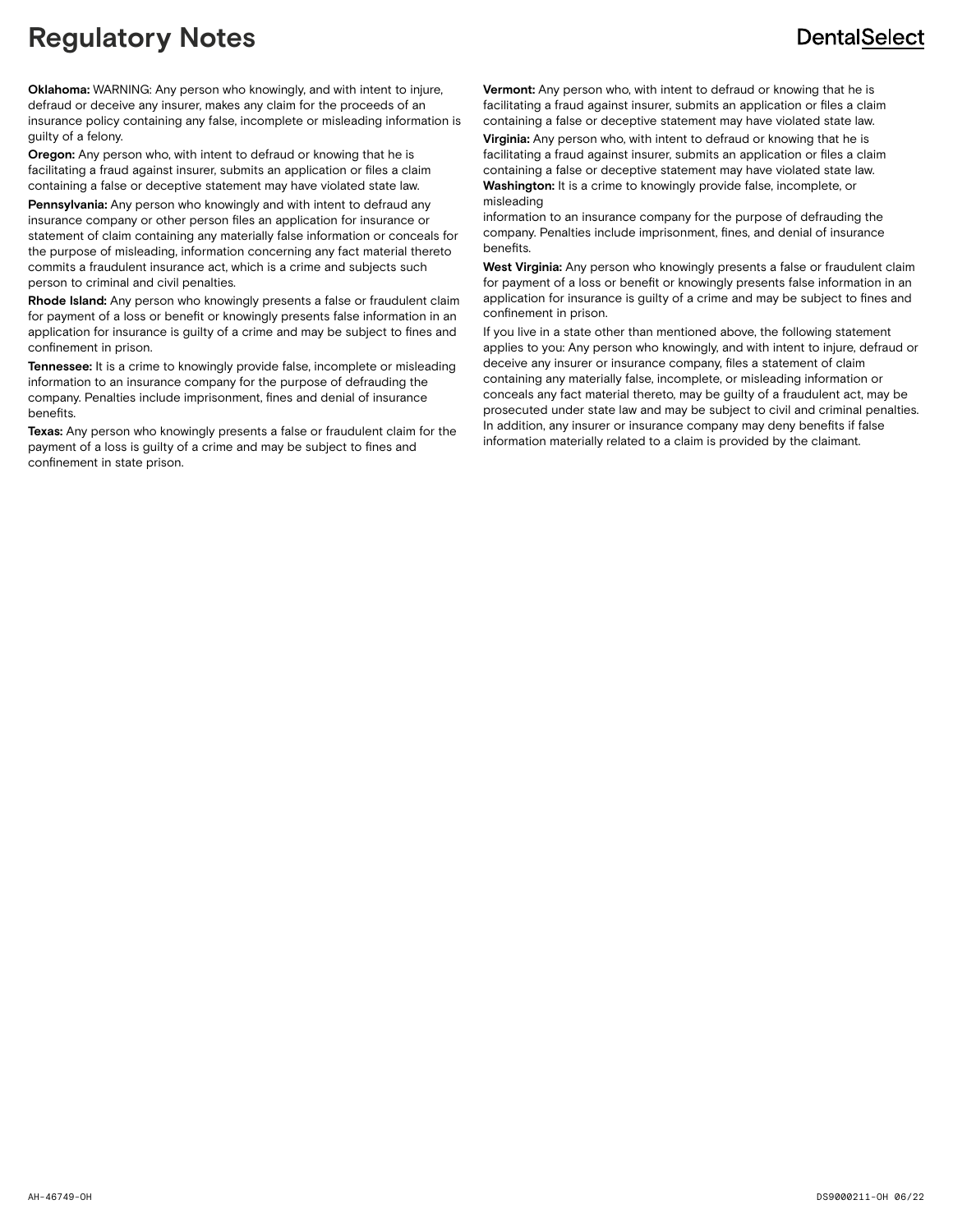# Regulatory Notes

**Oklahoma:** WARNING: Any person who knowingly, and with intent to injure, defraud or deceive any insurer, makes any claim for the proceeds of an insurance policy containing any false, incomplete or misleading information is guilty of a felony.

**Oregon:** Any person who, with intent to defraud or knowing that he is facilitating a fraud against insurer, submits an application or files a claim containing a false or deceptive statement may have violated state law.

**Pennsylvania:** Any person who knowingly and with intent to defraud any insurance company or other person files an application for insurance or statement of claim containing any materially false information or conceals for the purpose of misleading, information concerning any fact material thereto commits a fraudulent insurance act, which is a crime and subjects such person to criminal and civil penalties.

**Rhode Island:** Any person who knowingly presents a false or fraudulent claim for payment of a loss or benefit or knowingly presents false information in an application for insurance is guilty of a crime and may be subject to fines and confinement in prison.

**Tennessee:** It is a crime to knowingly provide false, incomplete or misleading information to an insurance company for the purpose of defrauding the company. Penalties include imprisonment, fines and denial of insurance benefits.

**Texas:** Any person who knowingly presents a false or fraudulent claim for the payment of a loss is guilty of a crime and may be subject to fines and confinement in state prison.

**Vermont:** Any person who, with intent to defraud or knowing that he is facilitating a fraud against insurer, submits an application or files a claim containing a false or deceptive statement may have violated state law.

**Virginia:** Any person who, with intent to defraud or knowing that he is facilitating a fraud against insurer, submits an application or files a claim containing a false or deceptive statement may have violated state law.

**Washington:** It is a crime to knowingly provide false, incomplete, or misleading information to an insurance company for the purpose of defrauding the company. Penalties include imprisonment, fines, and denial of insurance benefits.

**West Virginia:** Any person who knowingly presents a false or fraudulent claim for payment of a loss or benefit or knowingly presents false information in an application for insurance is guilty of a crime and may be subject to fines and confinement in prison.

If you live in a state other than mentioned above, the following statement applies to you: Any person who knowingly, and with intent to injure, defraud or deceive any insurer or insurance company, files a statement of claim containing any materially false, incomplete, or misleading information or conceals any fact material thereto, may be guilty of a fraudulent act, may be prosecuted under state law and may be subject to civil and criminal penalties. In addition, any insurer or insurance company may deny benefits if false information materially related to a claim is provided by the claimant.

AH-46749-OH

DS9000211-OH 06/22